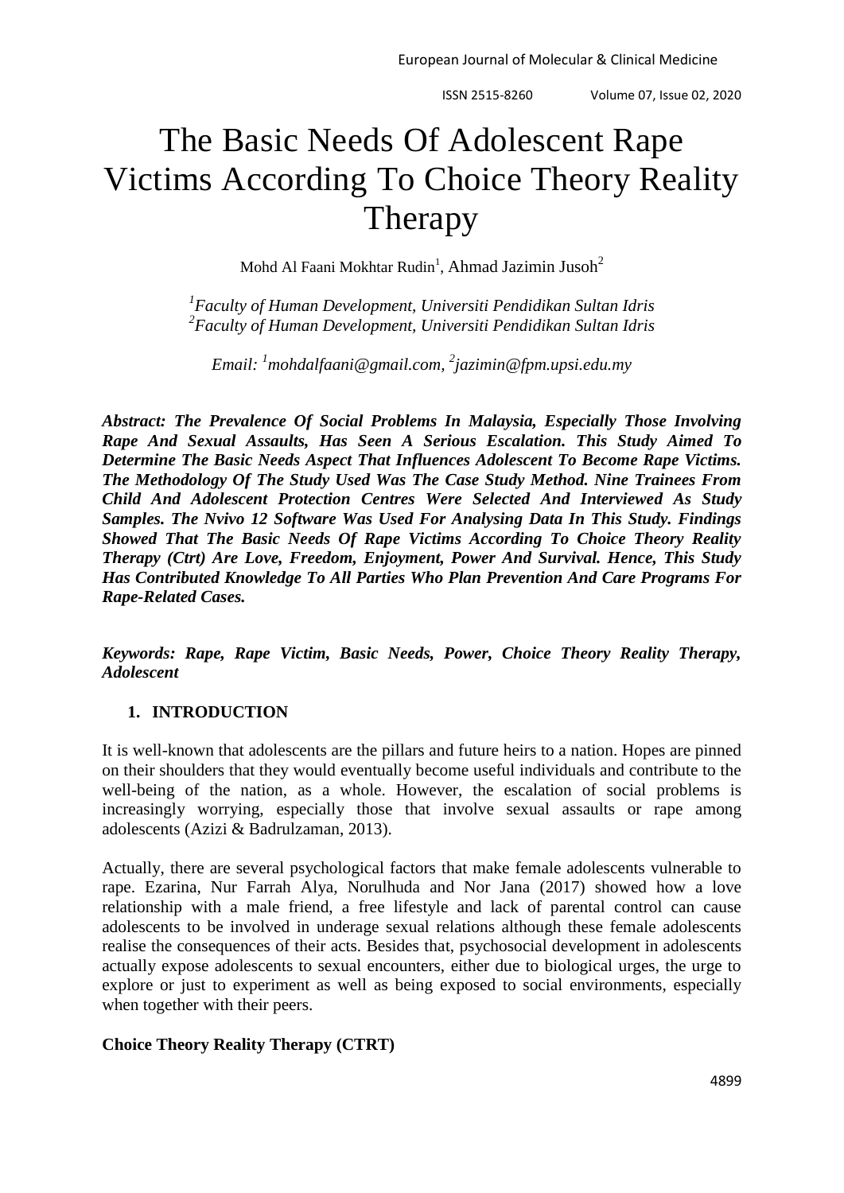# The Basic Needs Of Adolescent Rape Victims According To Choice Theory Reality Therapy

Mohd Al Faani Mokhtar Rudin[1], Ahmad Jazimin Jusoh[2]

[1]*Faculty of Human Development, Universiti Pendidikan Sultan Idris*
[2]*Faculty of Human Development, Universiti Pendidikan Sultan Idris*

*Email: [1]mohdalfaani@gmail.com, [2]jazimin@fpm.upsi.edu.my*

***Abstract: The Prevalence Of Social Problems In Malaysia, Especially Those Involving Rape And Sexual Assaults, Has Seen A Serious Escalation. This Study Aimed To Determine The Basic Needs Aspect That Influences Adolescent To Become Rape Victims. The Methodology Of The Study Used Was The Case Study Method. Nine Trainees From Child And Adolescent Protection Centres Were Selected And Interviewed As Study Samples. The Nvivo 12 Software Was Used For Analysing Data In This Study. Findings Showed That The Basic Needs Of Rape Victims According To Choice Theory Reality Therapy (Ctrt) Are Love, Freedom, Enjoyment, Power And Survival. Hence, This Study Has Contributed Knowledge To All Parties Who Plan Prevention And Care Programs For Rape-Related Cases.***

***Keywords: Rape, Rape Victim, Basic Needs, Power, Choice Theory Reality Therapy, Adolescent***

## 1. INTRODUCTION

It is well-known that adolescents are the pillars and future heirs to a nation. Hopes are pinned on their shoulders that they would eventually become useful individuals and contribute to the well-being of the nation, as a whole. However, the escalation of social problems is increasingly worrying, especially those that involve sexual assaults or rape among adolescents (Azizi & Badrulzaman, 2013).

Actually, there are several psychological factors that make female adolescents vulnerable to rape. Ezarina, Nur Farrah Alya, Norulhuda and Nor Jana (2017) showed how a love relationship with a male friend, a free lifestyle and lack of parental control can cause adolescents to be involved in underage sexual relations although these female adolescents realise the consequences of their acts. Besides that, psychosocial development in adolescents actually expose adolescents to sexual encounters, either due to biological urges, the urge to explore or just to experiment as well as being exposed to social environments, especially when together with their peers.

**Choice Theory Reality Therapy (CTRT)**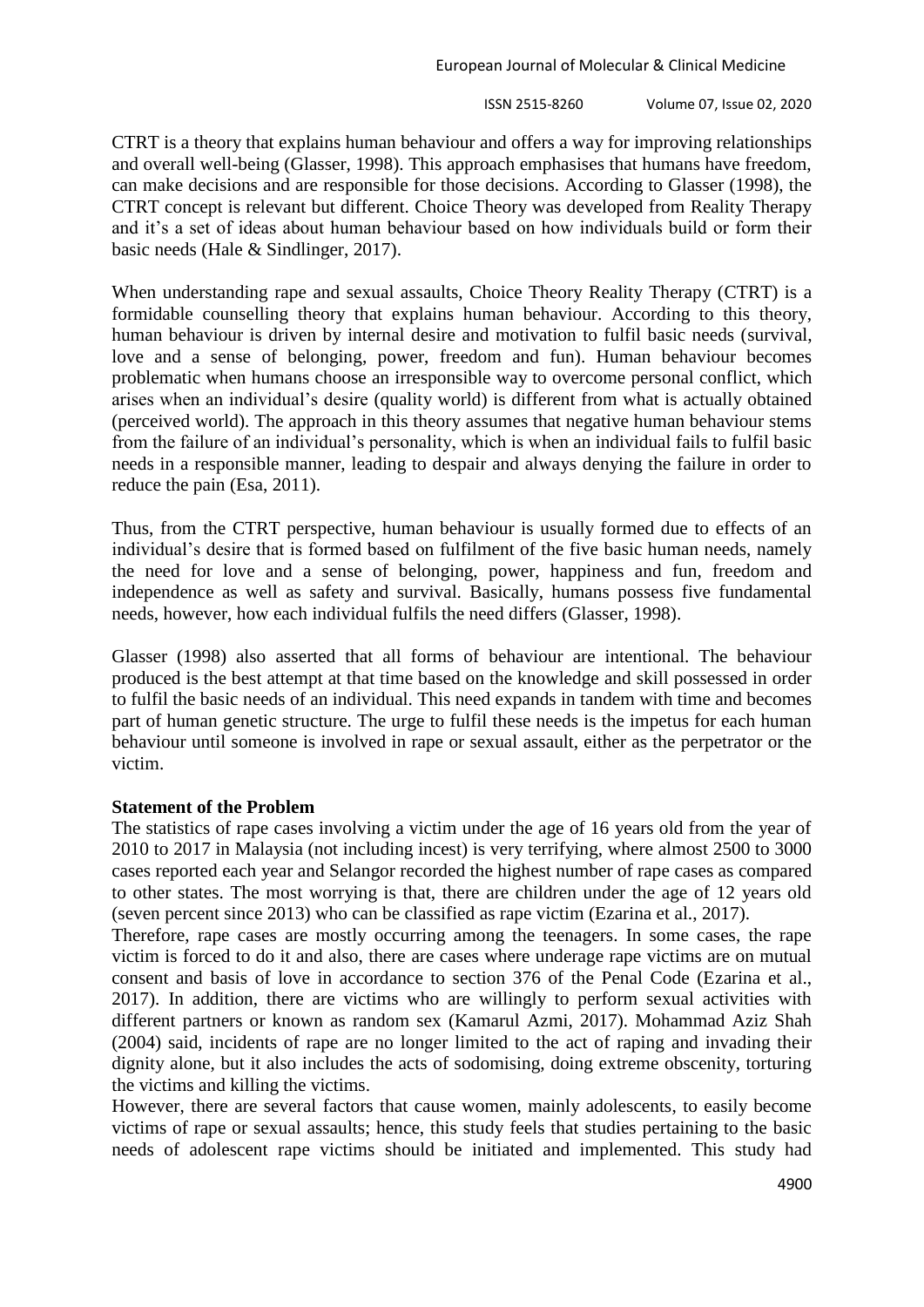CTRT is a theory that explains human behaviour and offers a way for improving relationships and overall well-being (Glasser, 1998). This approach emphasises that humans have freedom, can make decisions and are responsible for those decisions. According to Glasser (1998), the CTRT concept is relevant but different. Choice Theory was developed from Reality Therapy and it's a set of ideas about human behaviour based on how individuals build or form their basic needs (Hale & Sindlinger, 2017).

When understanding rape and sexual assaults, Choice Theory Reality Therapy (CTRT) is a formidable counselling theory that explains human behaviour. According to this theory, human behaviour is driven by internal desire and motivation to fulfil basic needs (survival, love and a sense of belonging, power, freedom and fun). Human behaviour becomes problematic when humans choose an irresponsible way to overcome personal conflict, which arises when an individual's desire (quality world) is different from what is actually obtained (perceived world). The approach in this theory assumes that negative human behaviour stems from the failure of an individual's personality, which is when an individual fails to fulfil basic needs in a responsible manner, leading to despair and always denying the failure in order to reduce the pain (Esa, 2011).

Thus, from the CTRT perspective, human behaviour is usually formed due to effects of an individual's desire that is formed based on fulfilment of the five basic human needs, namely the need for love and a sense of belonging, power, happiness and fun, freedom and independence as well as safety and survival. Basically, humans possess five fundamental needs, however, how each individual fulfils the need differs (Glasser, 1998).

Glasser (1998) also asserted that all forms of behaviour are intentional. The behaviour produced is the best attempt at that time based on the knowledge and skill possessed in order to fulfil the basic needs of an individual. This need expands in tandem with time and becomes part of human genetic structure. The urge to fulfil these needs is the impetus for each human behaviour until someone is involved in rape or sexual assault, either as the perpetrator or the victim.

**Statement of the Problem**

The statistics of rape cases involving a victim under the age of 16 years old from the year of 2010 to 2017 in Malaysia (not including incest) is very terrifying, where almost 2500 to 3000 cases reported each year and Selangor recorded the highest number of rape cases as compared to other states. The most worrying is that, there are children under the age of 12 years old (seven percent since 2013) who can be classified as rape victim (Ezarina et al., 2017).

Therefore, rape cases are mostly occurring among the teenagers. In some cases, the rape victim is forced to do it and also, there are cases where underage rape victims are on mutual consent and basis of love in accordance to section 376 of the Penal Code (Ezarina et al., 2017). In addition, there are victims who are willingly to perform sexual activities with different partners or known as random sex (Kamarul Azmi, 2017). Mohammad Aziz Shah (2004) said, incidents of rape are no longer limited to the act of raping and invading their dignity alone, but it also includes the acts of sodomising, doing extreme obscenity, torturing the victims and killing the victims.

However, there are several factors that cause women, mainly adolescents, to easily become victims of rape or sexual assaults; hence, this study feels that studies pertaining to the basic needs of adolescent rape victims should be initiated and implemented. This study had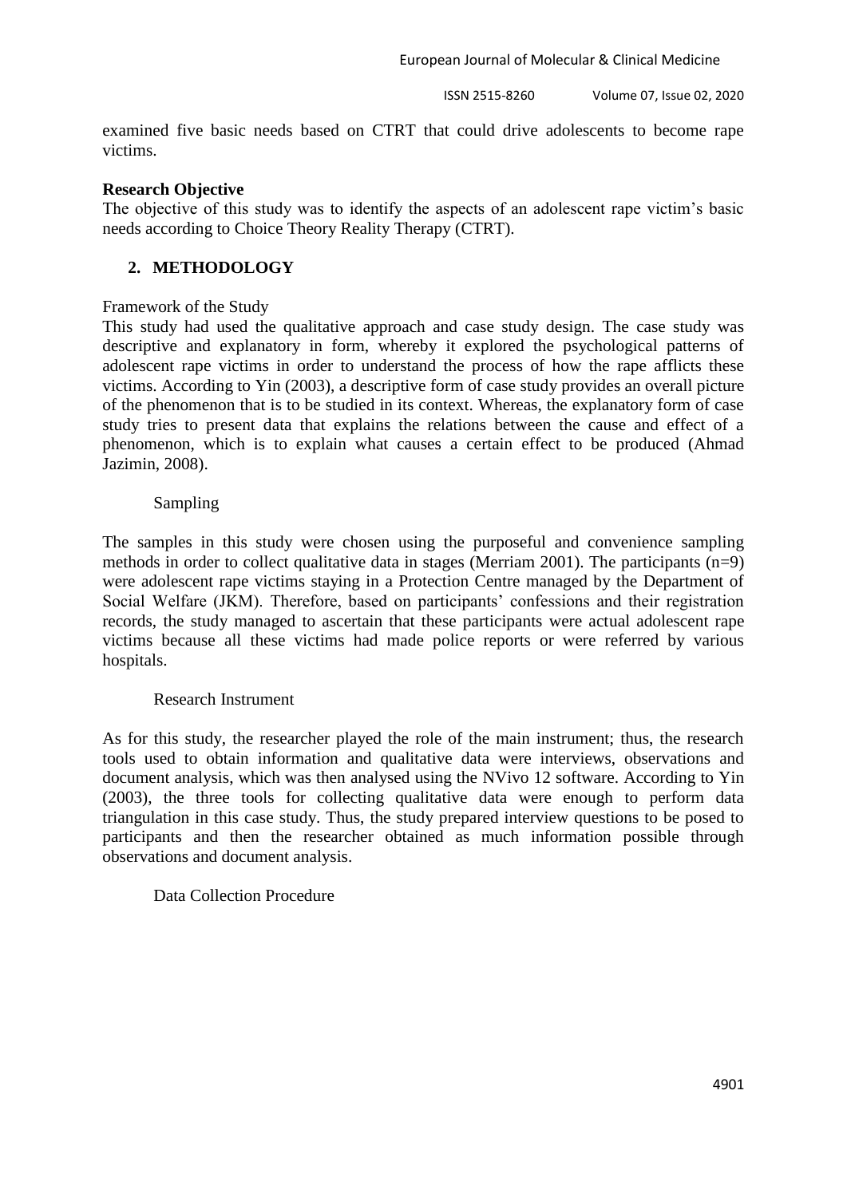examined five basic needs based on CTRT that could drive adolescents to become rape victims.

**Research Objective**

The objective of this study was to identify the aspects of an adolescent rape victim's basic needs according to Choice Theory Reality Therapy (CTRT).

## 2. METHODOLOGY

### Framework of the Study

This study had used the qualitative approach and case study design. The case study was descriptive and explanatory in form, whereby it explored the psychological patterns of adolescent rape victims in order to understand the process of how the rape afflicts these victims. According to Yin (2003), a descriptive form of case study provides an overall picture of the phenomenon that is to be studied in its context. Whereas, the explanatory form of case study tries to present data that explains the relations between the cause and effect of a phenomenon, which is to explain what causes a certain effect to be produced (Ahmad Jazimin, 2008).

### Sampling

The samples in this study were chosen using the purposeful and convenience sampling methods in order to collect qualitative data in stages (Merriam 2001). The participants (n=9) were adolescent rape victims staying in a Protection Centre managed by the Department of Social Welfare (JKM). Therefore, based on participants' confessions and their registration records, the study managed to ascertain that these participants were actual adolescent rape victims because all these victims had made police reports or were referred by various hospitals.

### Research Instrument

As for this study, the researcher played the role of the main instrument; thus, the research tools used to obtain information and qualitative data were interviews, observations and document analysis, which was then analysed using the NVivo 12 software. According to Yin (2003), the three tools for collecting qualitative data were enough to perform data triangulation in this case study. Thus, the study prepared interview questions to be posed to participants and then the researcher obtained as much information possible through observations and document analysis.

### Data Collection Procedure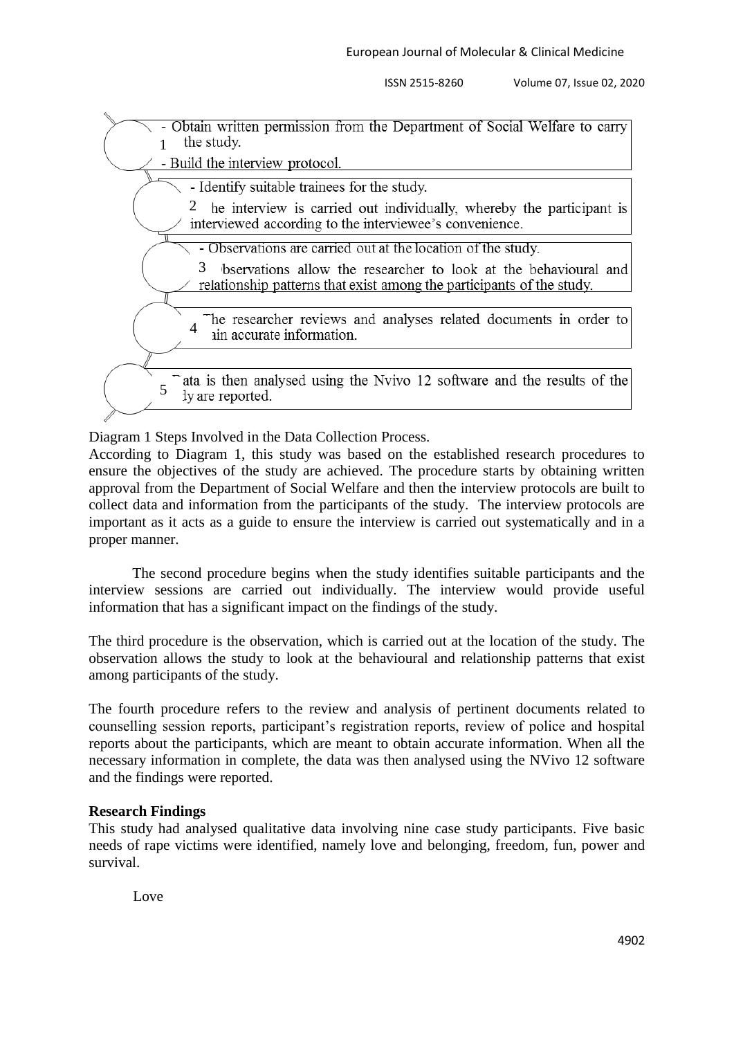1

- Obtain written permission from the Department of Social Welfare to carry the study.
- Build the interview protocol.

2

- Identify suitable trainees for the study.
- he interview is carried out individually, whereby the participant is interviewed according to the interviewee's convenience.

3

- Observations are carried out at the location of the study.
- bservations allow the researcher to look at the behavioural and relationship patterns that exist among the participants of the study.

4

- The researcher reviews and analyses related documents in order to ain accurate information.

5

- ata is then analysed using the Nvivo 12 software and the results of the ly are reported.

Diagram 1 Steps Involved in the Data Collection Process.

According to Diagram 1, this study was based on the established research procedures to ensure the objectives of the study are achieved. The procedure starts by obtaining written approval from the Department of Social Welfare and then the interview protocols are built to collect data and information from the participants of the study. The interview protocols are important as it acts as a guide to ensure the interview is carried out systematically and in a proper manner.

The second procedure begins when the study identifies suitable participants and the interview sessions are carried out individually. The interview would provide useful information that has a significant impact on the findings of the study.

The third procedure is the observation, which is carried out at the location of the study. The observation allows the study to look at the behavioural and relationship patterns that exist among participants of the study.

The fourth procedure refers to the review and analysis of pertinent documents related to counselling session reports, participant's registration reports, review of police and hospital reports about the participants, which are meant to obtain accurate information. When all the necessary information in complete, the data was then analysed using the NVivo 12 software and the findings were reported.

**Research Findings**

This study had analysed qualitative data involving nine case study participants. Five basic needs of rape victims were identified, namely love and belonging, freedom, fun, power and survival.

Love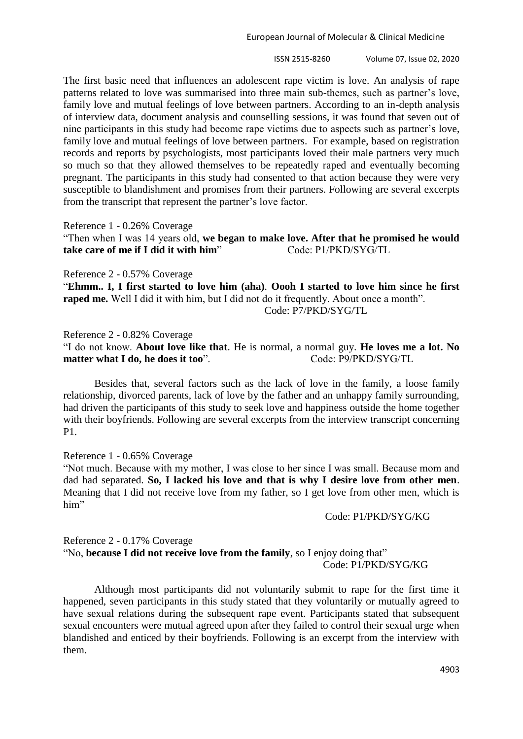The first basic need that influences an adolescent rape victim is love. An analysis of rape patterns related to love was summarised into three main sub-themes, such as partner's love, family love and mutual feelings of love between partners. According to an in-depth analysis of interview data, document analysis and counselling sessions, it was found that seven out of nine participants in this study had become rape victims due to aspects such as partner's love, family love and mutual feelings of love between partners. For example, based on registration records and reports by psychologists, most participants loved their male partners very much so much so that they allowed themselves to be repeatedly raped and eventually becoming pregnant. The participants in this study had consented to that action because they were very susceptible to blandishment and promises from their partners. Following are several excerpts from the transcript that represent the partner's love factor.

Reference 1 - 0.26% Coverage

"Then when I was 14 years old, **we began to make love. After that he promised he would take care of me if I did it with him**" Code: P1/PKD/SYG/TL

Reference 2 - 0.57% Coverage

"**Ehmm.. I, I first started to love him (aha)**. **Oooh I started to love him since he first raped me.** Well I did it with him, but I did not do it frequently. About once a month".

Code: P7/PKD/SYG/TL

Reference 2 - 0.82% Coverage

"I do not know. **About love like that**. He is normal, a normal guy. **He loves me a lot. No matter what I do, he does it too**". Code: P9/PKD/SYG/TL

Besides that, several factors such as the lack of love in the family, a loose family relationship, divorced parents, lack of love by the father and an unhappy family surrounding, had driven the participants of this study to seek love and happiness outside the home together with their boyfriends. Following are several excerpts from the interview transcript concerning P1.

Reference 1 - 0.65% Coverage

"Not much. Because with my mother, I was close to her since I was small. Because mom and dad had separated. **So, I lacked his love and that is why I desire love from other men**. Meaning that I did not receive love from my father, so I get love from other men, which is him"

Code: P1/PKD/SYG/KG

Reference 2 - 0.17% Coverage

"No, **because I did not receive love from the family**, so I enjoy doing that"

Code: P1/PKD/SYG/KG

Although most participants did not voluntarily submit to rape for the first time it happened, seven participants in this study stated that they voluntarily or mutually agreed to have sexual relations during the subsequent rape event. Participants stated that subsequent sexual encounters were mutual agreed upon after they failed to control their sexual urge when blandished and enticed by their boyfriends. Following is an excerpt from the interview with them.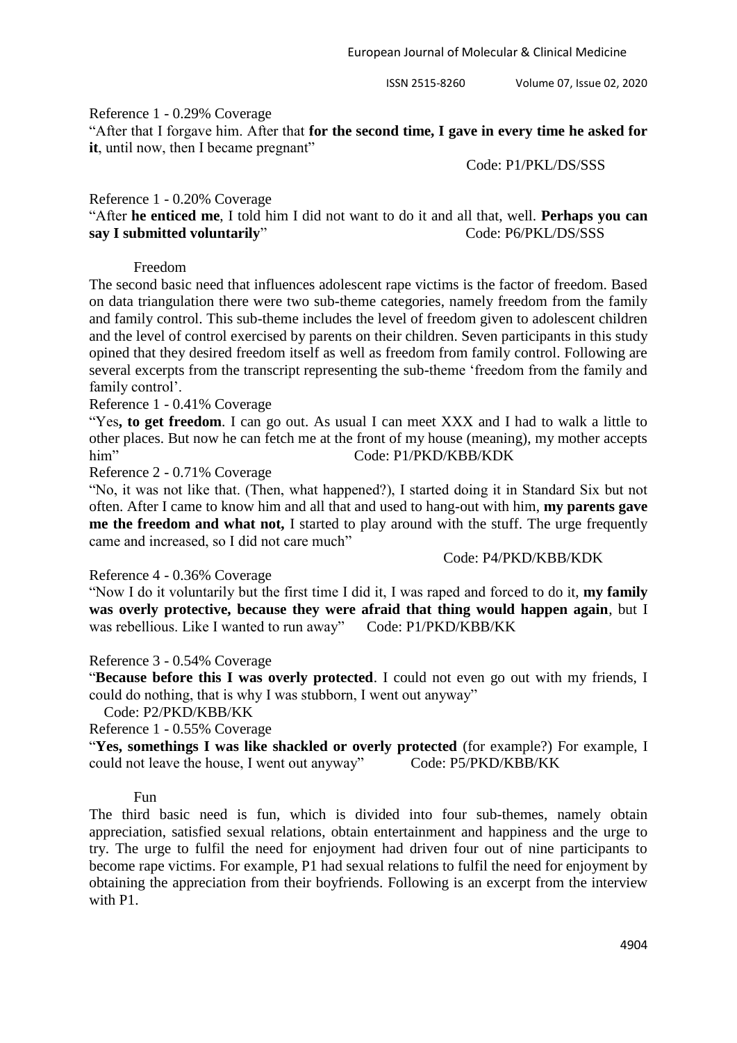Reference 1 - 0.29% Coverage

"After that I forgave him. After that **for the second time, I gave in every time he asked for it**, until now, then I became pregnant"

Code: P1/PKL/DS/SSS

Reference 1 - 0.20% Coverage

"After **he enticed me**, I told him I did not want to do it and all that, well. **Perhaps you can say I submitted voluntarily**" Code: P6/PKL/DS/SSS

### Freedom

The second basic need that influences adolescent rape victims is the factor of freedom. Based on data triangulation there were two sub-theme categories, namely freedom from the family and family control. This sub-theme includes the level of freedom given to adolescent children and the level of control exercised by parents on their children. Seven participants in this study opined that they desired freedom itself as well as freedom from family control. Following are several excerpts from the transcript representing the sub-theme 'freedom from the family and family control'.

Reference 1 - 0.41% Coverage

"Yes**, to get freedom**. I can go out. As usual I can meet XXX and I had to walk a little to other places. But now he can fetch me at the front of my house (meaning), my mother accepts him" Code: P1/PKD/KBB/KDK

Reference 2 - 0.71% Coverage

"No, it was not like that. (Then, what happened?), I started doing it in Standard Six but not often. After I came to know him and all that and used to hang-out with him, **my parents gave me the freedom and what not,** I started to play around with the stuff. The urge frequently came and increased, so I did not care much"

Code: P4/PKD/KBB/KDK

Reference 4 - 0.36% Coverage

"Now I do it voluntarily but the first time I did it, I was raped and forced to do it, **my family was overly protective, because they were afraid that thing would happen again**, but I was rebellious. Like I wanted to run away" Code: P1/PKD/KBB/KK

Reference 3 - 0.54% Coverage

"**Because before this I was overly protected**. I could not even go out with my friends, I could do nothing, that is why I was stubborn, I went out anyway"

Code: P2/PKD/KBB/KK

Reference 1 - 0.55% Coverage

"**Yes, somethings I was like shackled or overly protected** (for example?) For example, I could not leave the house, I went out anyway" Code: P5/PKD/KBB/KK

### Fun

The third basic need is fun, which is divided into four sub-themes, namely obtain appreciation, satisfied sexual relations, obtain entertainment and happiness and the urge to try. The urge to fulfil the need for enjoyment had driven four out of nine participants to become rape victims. For example, P1 had sexual relations to fulfil the need for enjoyment by obtaining the appreciation from their boyfriends. Following is an excerpt from the interview with P1.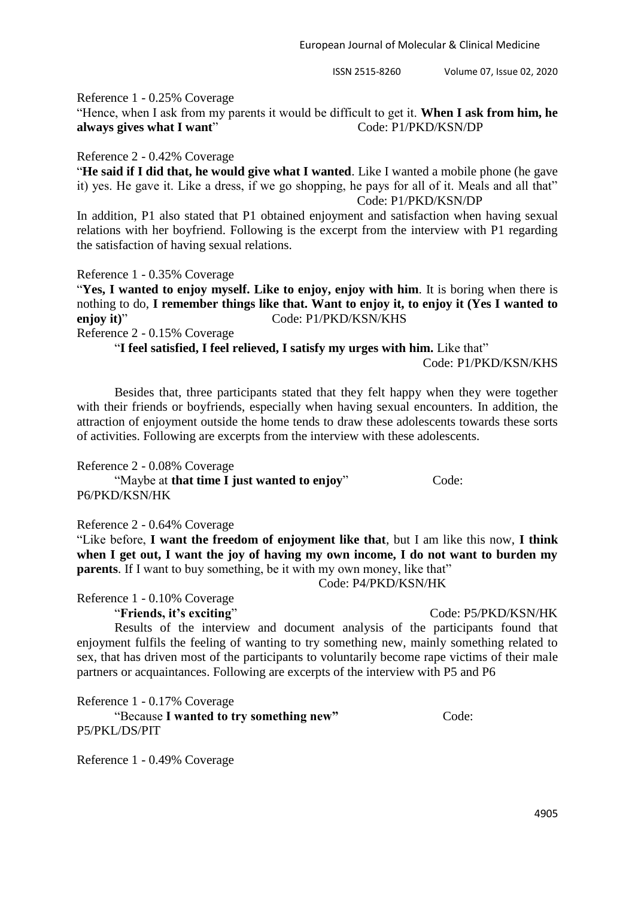Reference 1 - 0.25% Coverage

"Hence, when I ask from my parents it would be difficult to get it. **When I ask from him, he always gives what I want**" Code: P1/PKD/KSN/DP

Reference 2 - 0.42% Coverage

"**He said if I did that, he would give what I wanted**. Like I wanted a mobile phone (he gave it) yes. He gave it. Like a dress, if we go shopping, he pays for all of it. Meals and all that" Code: P1/PKD/KSN/DP

In addition, P1 also stated that P1 obtained enjoyment and satisfaction when having sexual relations with her boyfriend. Following is the excerpt from the interview with P1 regarding the satisfaction of having sexual relations.

Reference 1 - 0.35% Coverage

"**Yes, I wanted to enjoy myself. Like to enjoy, enjoy with him**. It is boring when there is nothing to do, **I remember things like that. Want to enjoy it, to enjoy it (Yes I wanted to enjoy it)**" Code: P1/PKD/KSN/KHS

Reference 2 - 0.15% Coverage

"**I feel satisfied, I feel relieved, I satisfy my urges with him.** Like that" Code: P1/PKD/KSN/KHS

Besides that, three participants stated that they felt happy when they were together with their friends or boyfriends, especially when having sexual encounters. In addition, the attraction of enjoyment outside the home tends to draw these adolescents towards these sorts of activities. Following are excerpts from the interview with these adolescents.

Reference 2 - 0.08% Coverage

"Maybe at **that time I just wanted to enjoy**" Code: P6/PKD/KSN/HK

Reference 2 - 0.64% Coverage

"Like before, **I want the freedom of enjoyment like that**, but I am like this now, **I think when I get out, I want the joy of having my own income, I do not want to burden my parents**. If I want to buy something, be it with my own money, like that" Code: P4/PKD/KSN/HK

Reference 1 - 0.10% Coverage

"**Friends, it's exciting**" Code: P5/PKD/KSN/HK

Results of the interview and document analysis of the participants found that enjoyment fulfils the feeling of wanting to try something new, mainly something related to sex, that has driven most of the participants to voluntarily become rape victims of their male partners or acquaintances. Following are excerpts of the interview with P5 and P6

Reference 1 - 0.17% Coverage

"Because **I wanted to try something new"** Code: P5/PKL/DS/PIT

Reference 1 - 0.49% Coverage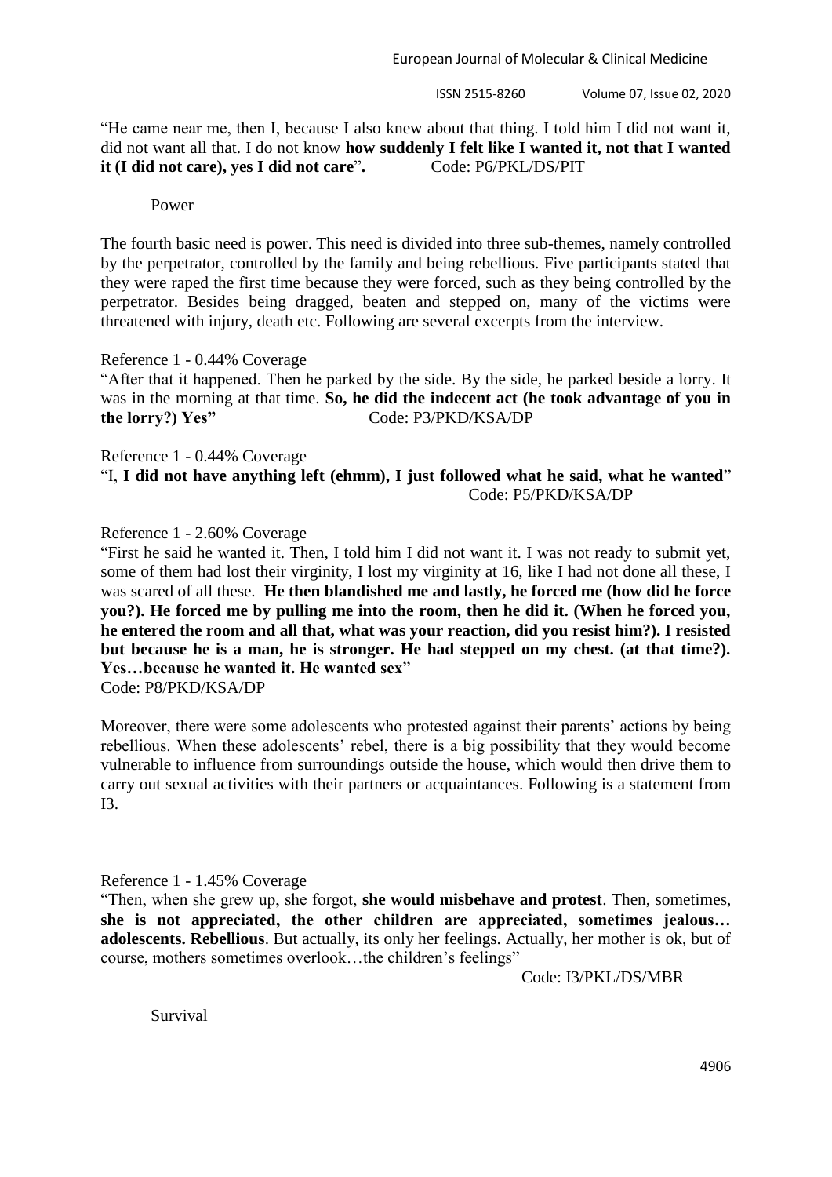"He came near me, then I, because I also knew about that thing. I told him I did not want it, did not want all that. I do not know **how suddenly I felt like I wanted it, not that I wanted it (I did not care), yes I did not care**". Code: P6/PKL/DS/PIT

### Power

The fourth basic need is power. This need is divided into three sub-themes, namely controlled by the perpetrator, controlled by the family and being rebellious. Five participants stated that they were raped the first time because they were forced, such as they being controlled by the perpetrator. Besides being dragged, beaten and stepped on, many of the victims were threatened with injury, death etc. Following are several excerpts from the interview.

Reference 1 - 0.44% Coverage

"After that it happened. Then he parked by the side. By the side, he parked beside a lorry. It was in the morning at that time. **So, he did the indecent act (he took advantage of you in the lorry?) Yes"** Code: P3/PKD/KSA/DP

Reference 1 - 0.44% Coverage

"I, **I did not have anything left (ehmm), I just followed what he said, what he wanted**" Code: P5/PKD/KSA/DP

Reference 1 - 2.60% Coverage

"First he said he wanted it. Then, I told him I did not want it. I was not ready to submit yet, some of them had lost their virginity, I lost my virginity at 16, like I had not done all these, I was scared of all these. **He then blandished me and lastly, he forced me (how did he force you?). He forced me by pulling me into the room, then he did it. (When he forced you, he entered the room and all that, what was your reaction, did you resist him?). I resisted but because he is a man, he is stronger. He had stepped on my chest. (at that time?). Yes…because he wanted it. He wanted sex**"
Code: P8/PKD/KSA/DP

Moreover, there were some adolescents who protested against their parents' actions by being rebellious. When these adolescents' rebel, there is a big possibility that they would become vulnerable to influence from surroundings outside the house, which would then drive them to carry out sexual activities with their partners or acquaintances. Following is a statement from I3.

Reference 1 - 1.45% Coverage

"Then, when she grew up, she forgot, **she would misbehave and protest**. Then, sometimes, **she is not appreciated, the other children are appreciated, sometimes jealous… adolescents. Rebellious**. But actually, its only her feelings. Actually, her mother is ok, but of course, mothers sometimes overlook…the children's feelings"

Code: I3/PKL/DS/MBR

### Survival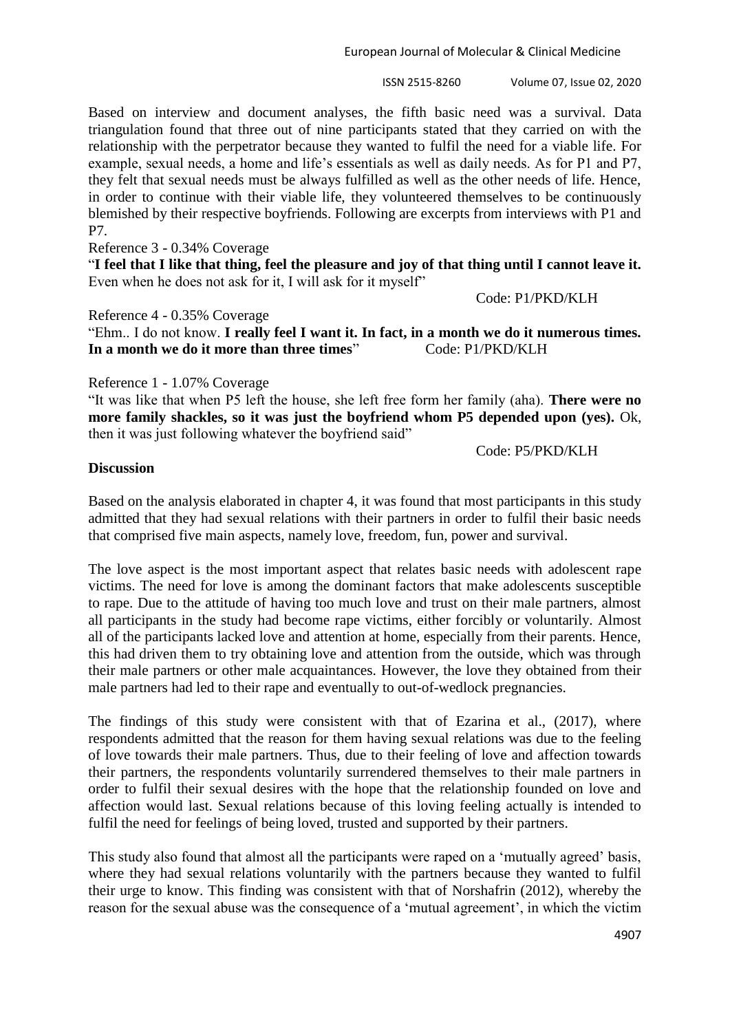Based on interview and document analyses, the fifth basic need was a survival. Data triangulation found that three out of nine participants stated that they carried on with the relationship with the perpetrator because they wanted to fulfil the need for a viable life. For example, sexual needs, a home and life's essentials as well as daily needs. As for P1 and P7, they felt that sexual needs must be always fulfilled as well as the other needs of life. Hence, in order to continue with their viable life, they volunteered themselves to be continuously blemished by their respective boyfriends. Following are excerpts from interviews with P1 and P7.

Reference 3 - 0.34% Coverage

"**I feel that I like that thing, feel the pleasure and joy of that thing until I cannot leave it.** Even when he does not ask for it, I will ask for it myself"

Code: P1/PKD/KLH

Reference 4 - 0.35% Coverage

"Ehm.. I do not know. **I really feel I want it. In fact, in a month we do it numerous times. In a month we do it more than three times**" Code: P1/PKD/KLH

Reference 1 - 1.07% Coverage

"It was like that when P5 left the house, she left free form her family (aha). **There were no more family shackles, so it was just the boyfriend whom P5 depended upon (yes).** Ok, then it was just following whatever the boyfriend said"

Code: P5/PKD/KLH

**Discussion**

Based on the analysis elaborated in chapter 4, it was found that most participants in this study admitted that they had sexual relations with their partners in order to fulfil their basic needs that comprised five main aspects, namely love, freedom, fun, power and survival.

The love aspect is the most important aspect that relates basic needs with adolescent rape victims. The need for love is among the dominant factors that make adolescents susceptible to rape. Due to the attitude of having too much love and trust on their male partners, almost all participants in the study had become rape victims, either forcibly or voluntarily. Almost all of the participants lacked love and attention at home, especially from their parents. Hence, this had driven them to try obtaining love and attention from the outside, which was through their male partners or other male acquaintances. However, the love they obtained from their male partners had led to their rape and eventually to out-of-wedlock pregnancies.

The findings of this study were consistent with that of Ezarina et al., (2017), where respondents admitted that the reason for them having sexual relations was due to the feeling of love towards their male partners. Thus, due to their feeling of love and affection towards their partners, the respondents voluntarily surrendered themselves to their male partners in order to fulfil their sexual desires with the hope that the relationship founded on love and affection would last. Sexual relations because of this loving feeling actually is intended to fulfil the need for feelings of being loved, trusted and supported by their partners.

This study also found that almost all the participants were raped on a 'mutually agreed' basis, where they had sexual relations voluntarily with the partners because they wanted to fulfil their urge to know. This finding was consistent with that of Norshafrin (2012), whereby the reason for the sexual abuse was the consequence of a 'mutual agreement', in which the victim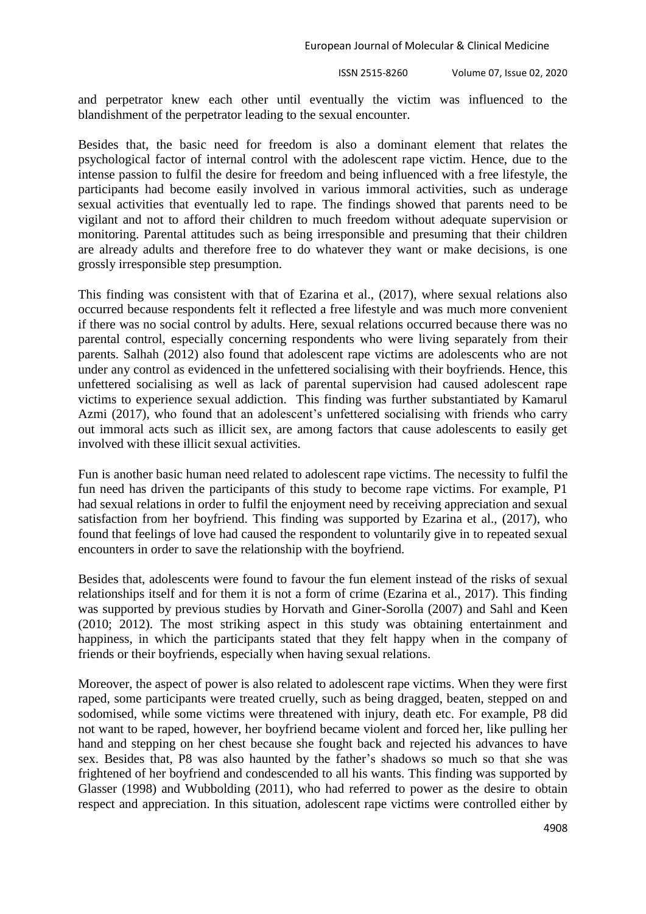and perpetrator knew each other until eventually the victim was influenced to the blandishment of the perpetrator leading to the sexual encounter.

Besides that, the basic need for freedom is also a dominant element that relates the psychological factor of internal control with the adolescent rape victim. Hence, due to the intense passion to fulfil the desire for freedom and being influenced with a free lifestyle, the participants had become easily involved in various immoral activities, such as underage sexual activities that eventually led to rape. The findings showed that parents need to be vigilant and not to afford their children to much freedom without adequate supervision or monitoring. Parental attitudes such as being irresponsible and presuming that their children are already adults and therefore free to do whatever they want or make decisions, is one grossly irresponsible step presumption.

This finding was consistent with that of Ezarina et al., (2017), where sexual relations also occurred because respondents felt it reflected a free lifestyle and was much more convenient if there was no social control by adults. Here, sexual relations occurred because there was no parental control, especially concerning respondents who were living separately from their parents. Salhah (2012) also found that adolescent rape victims are adolescents who are not under any control as evidenced in the unfettered socialising with their boyfriends. Hence, this unfettered socialising as well as lack of parental supervision had caused adolescent rape victims to experience sexual addiction. This finding was further substantiated by Kamarul Azmi (2017), who found that an adolescent's unfettered socialising with friends who carry out immoral acts such as illicit sex, are among factors that cause adolescents to easily get involved with these illicit sexual activities.

Fun is another basic human need related to adolescent rape victims. The necessity to fulfil the fun need has driven the participants of this study to become rape victims. For example, P1 had sexual relations in order to fulfil the enjoyment need by receiving appreciation and sexual satisfaction from her boyfriend. This finding was supported by Ezarina et al., (2017), who found that feelings of love had caused the respondent to voluntarily give in to repeated sexual encounters in order to save the relationship with the boyfriend.

Besides that, adolescents were found to favour the fun element instead of the risks of sexual relationships itself and for them it is not a form of crime (Ezarina et al., 2017). This finding was supported by previous studies by Horvath and Giner-Sorolla (2007) and Sahl and Keen (2010; 2012). The most striking aspect in this study was obtaining entertainment and happiness, in which the participants stated that they felt happy when in the company of friends or their boyfriends, especially when having sexual relations.

Moreover, the aspect of power is also related to adolescent rape victims. When they were first raped, some participants were treated cruelly, such as being dragged, beaten, stepped on and sodomised, while some victims were threatened with injury, death etc. For example, P8 did not want to be raped, however, her boyfriend became violent and forced her, like pulling her hand and stepping on her chest because she fought back and rejected his advances to have sex. Besides that, P8 was also haunted by the father's shadows so much so that she was frightened of her boyfriend and condescended to all his wants. This finding was supported by Glasser (1998) and Wubbolding (2011), who had referred to power as the desire to obtain respect and appreciation. In this situation, adolescent rape victims were controlled either by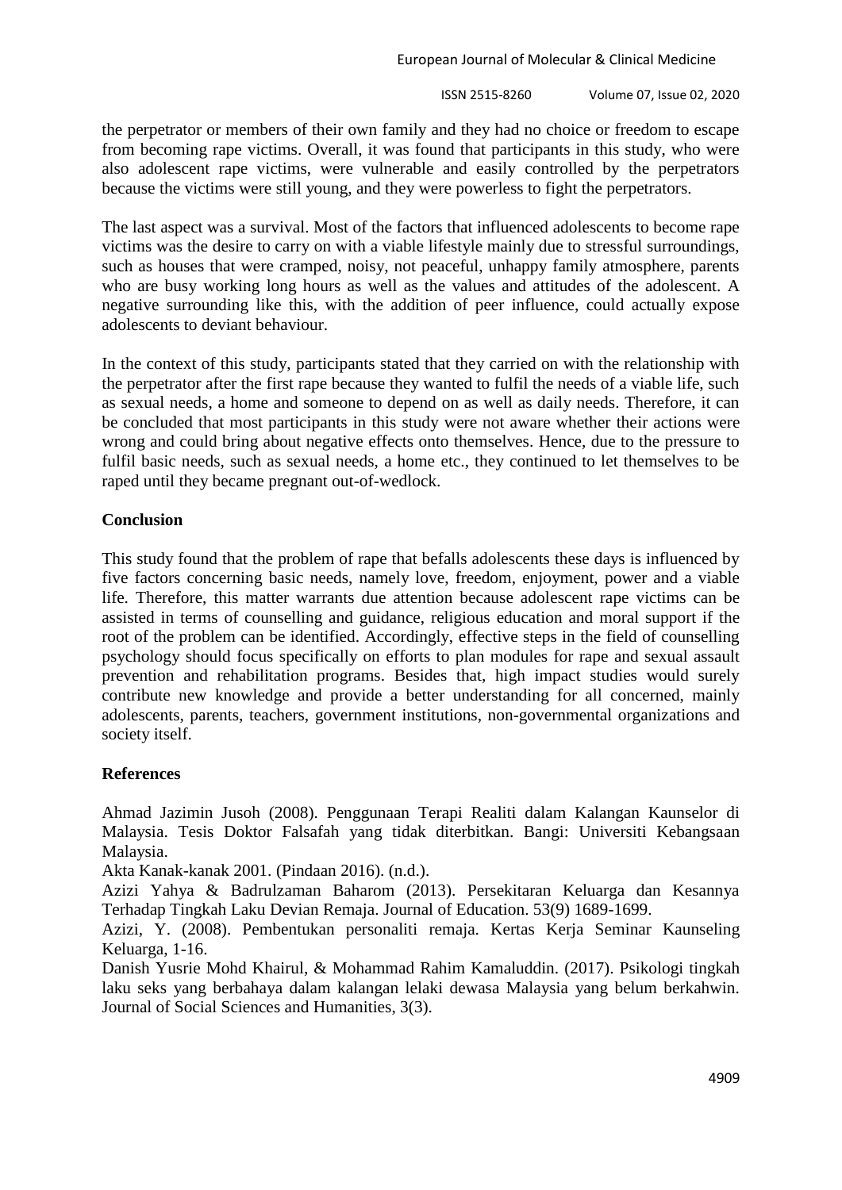the perpetrator or members of their own family and they had no choice or freedom to escape from becoming rape victims. Overall, it was found that participants in this study, who were also adolescent rape victims, were vulnerable and easily controlled by the perpetrators because the victims were still young, and they were powerless to fight the perpetrators.

The last aspect was a survival. Most of the factors that influenced adolescents to become rape victims was the desire to carry on with a viable lifestyle mainly due to stressful surroundings, such as houses that were cramped, noisy, not peaceful, unhappy family atmosphere, parents who are busy working long hours as well as the values and attitudes of the adolescent. A negative surrounding like this, with the addition of peer influence, could actually expose adolescents to deviant behaviour.

In the context of this study, participants stated that they carried on with the relationship with the perpetrator after the first rape because they wanted to fulfil the needs of a viable life, such as sexual needs, a home and someone to depend on as well as daily needs. Therefore, it can be concluded that most participants in this study were not aware whether their actions were wrong and could bring about negative effects onto themselves. Hence, due to the pressure to fulfil basic needs, such as sexual needs, a home etc., they continued to let themselves to be raped until they became pregnant out-of-wedlock.

## Conclusion

This study found that the problem of rape that befalls adolescents these days is influenced by five factors concerning basic needs, namely love, freedom, enjoyment, power and a viable life. Therefore, this matter warrants due attention because adolescent rape victims can be assisted in terms of counselling and guidance, religious education and moral support if the root of the problem can be identified. Accordingly, effective steps in the field of counselling psychology should focus specifically on efforts to plan modules for rape and sexual assault prevention and rehabilitation programs. Besides that, high impact studies would surely contribute new knowledge and provide a better understanding for all concerned, mainly adolescents, parents, teachers, government institutions, non-governmental organizations and society itself.

## References

Ahmad Jazimin Jusoh (2008). Penggunaan Terapi Realiti dalam Kalangan Kaunselor di Malaysia. Tesis Doktor Falsafah yang tidak diterbitkan. Bangi: Universiti Kebangsaan Malaysia.

Akta Kanak-kanak 2001. (Pindaan 2016). (n.d.).

Azizi Yahya & Badrulzaman Baharom (2013). Persekitaran Keluarga dan Kesannya Terhadap Tingkah Laku Devian Remaja. Journal of Education. 53(9) 1689-1699.

Azizi, Y. (2008). Pembentukan personaliti remaja. Kertas Kerja Seminar Kaunseling Keluarga, 1-16.

Danish Yusrie Mohd Khairul, & Mohammad Rahim Kamaluddin. (2017). Psikologi tingkah laku seks yang berbahaya dalam kalangan lelaki dewasa Malaysia yang belum berkahwin. Journal of Social Sciences and Humanities, 3(3).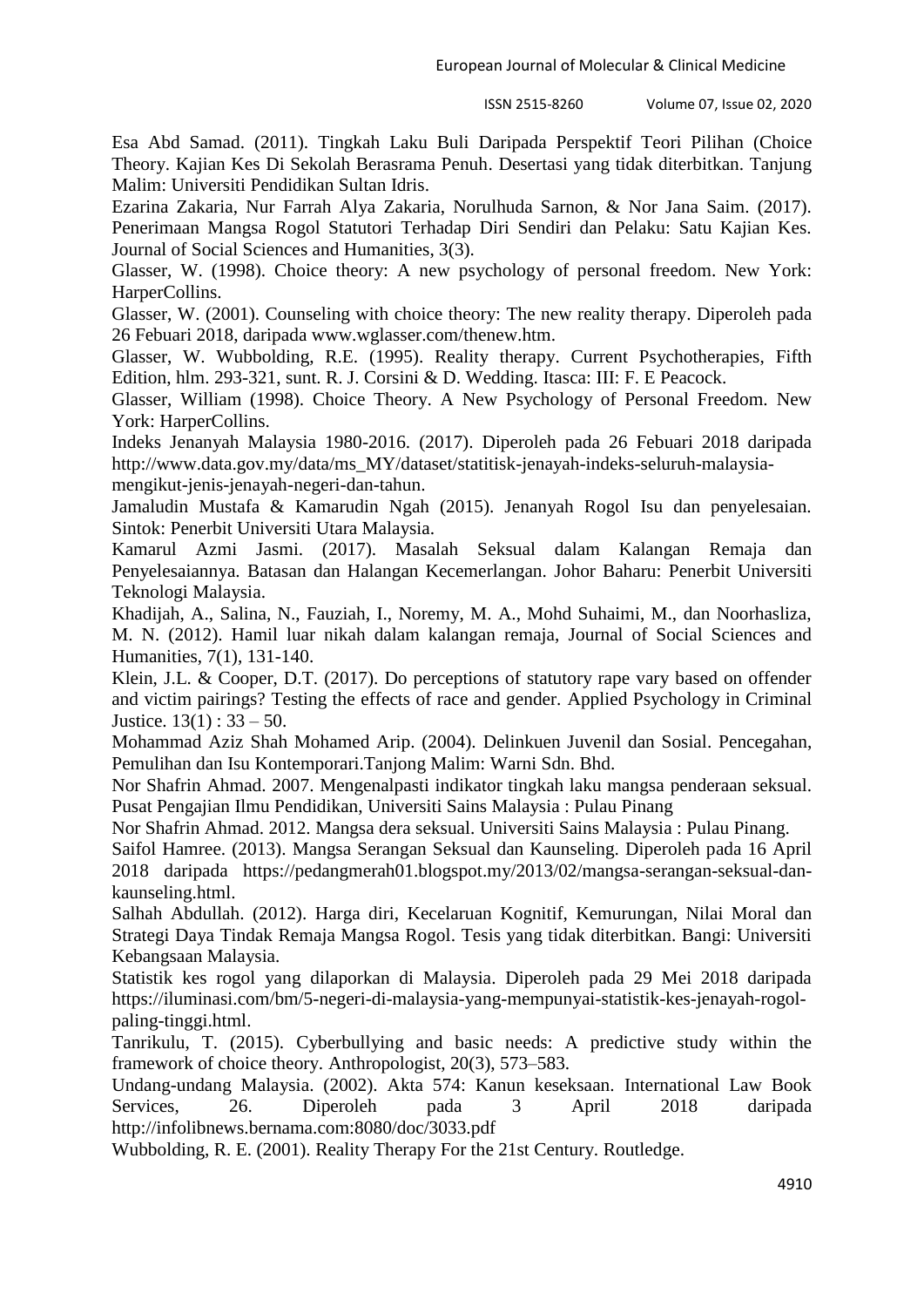Esa Abd Samad. (2011). Tingkah Laku Buli Daripada Perspektif Teori Pilihan (Choice Theory. Kajian Kes Di Sekolah Berasrama Penuh. Desertasi yang tidak diterbitkan. Tanjung Malim: Universiti Pendidikan Sultan Idris.

Ezarina Zakaria, Nur Farrah Alya Zakaria, Norulhuda Sarnon, & Nor Jana Saim. (2017). Penerimaan Mangsa Rogol Statutori Terhadap Diri Sendiri dan Pelaku: Satu Kajian Kes. Journal of Social Sciences and Humanities, 3(3).

Glasser, W. (1998). Choice theory: A new psychology of personal freedom. New York: HarperCollins.

Glasser, W. (2001). Counseling with choice theory: The new reality therapy. Diperoleh pada 26 Febuari 2018, daripada www.wglasser.com/thenew.htm.

Glasser, W. Wubbolding, R.E. (1995). Reality therapy. Current Psychotherapies, Fifth Edition, hlm. 293-321, sunt. R. J. Corsini & D. Wedding. Itasca: III: F. E Peacock.

Glasser, William (1998). Choice Theory. A New Psychology of Personal Freedom. New York: HarperCollins.

Indeks Jenanyah Malaysia 1980-2016. (2017). Diperoleh pada 26 Febuari 2018 daripada http://www.data.gov.my/data/ms_MY/dataset/statitisk-jenayah-indeks-seluruh-malaysia-mengikut-jenis-jenayah-negeri-dan-tahun.

Jamaludin Mustafa & Kamarudin Ngah (2015). Jenanyah Rogol Isu dan penyelesaian. Sintok: Penerbit Universiti Utara Malaysia.

Kamarul Azmi Jasmi. (2017). Masalah Seksual dalam Kalangan Remaja dan Penyelesaiannya. Batasan dan Halangan Kecemerlangan. Johor Baharu: Penerbit Universiti Teknologi Malaysia.

Khadijah, A., Salina, N., Fauziah, I., Noremy, M. A., Mohd Suhaimi, M., dan Noorhasliza, M. N. (2012). Hamil luar nikah dalam kalangan remaja, Journal of Social Sciences and Humanities, 7(1), 131-140.

Klein, J.L. & Cooper, D.T. (2017). Do perceptions of statutory rape vary based on offender and victim pairings? Testing the effects of race and gender. Applied Psychology in Criminal Justice. 13(1) : 33 – 50.

Mohammad Aziz Shah Mohamed Arip. (2004). Delinkuen Juvenil dan Sosial. Pencegahan, Pemulihan dan Isu Kontemporari.Tanjong Malim: Warni Sdn. Bhd.

Nor Shafrin Ahmad. 2007. Mengenalpasti indikator tingkah laku mangsa penderaan seksual. Pusat Pengajian Ilmu Pendidikan, Universiti Sains Malaysia : Pulau Pinang

Nor Shafrin Ahmad. 2012. Mangsa dera seksual. Universiti Sains Malaysia : Pulau Pinang.

Saifol Hamree. (2013). Mangsa Serangan Seksual dan Kaunseling. Diperoleh pada 16 April 2018 daripada https://pedangmerah01.blogspot.my/2013/02/mangsa-serangan-seksual-dan-kaunseling.html.

Salhah Abdullah. (2012). Harga diri, Kecelaruan Kognitif, Kemurungan, Nilai Moral dan Strategi Daya Tindak Remaja Mangsa Rogol. Tesis yang tidak diterbitkan. Bangi: Universiti Kebangsaan Malaysia.

Statistik kes rogol yang dilaporkan di Malaysia. Diperoleh pada 29 Mei 2018 daripada https://iluminasi.com/bm/5-negeri-di-malaysia-yang-mempunyai-statistik-kes-jenayah-rogol-paling-tinggi.html.

Tanrikulu, T. (2015). Cyberbullying and basic needs: A predictive study within the framework of choice theory. Anthropologist, 20(3), 573–583.

Undang-undang Malaysia. (2002). Akta 574: Kanun keseksaan. International Law Book Services, 26. Diperoleh pada 3 April 2018 daripada http://infolibnews.bernama.com:8080/doc/3033.pdf

Wubbolding, R. E. (2001). Reality Therapy For the 21st Century. Routledge.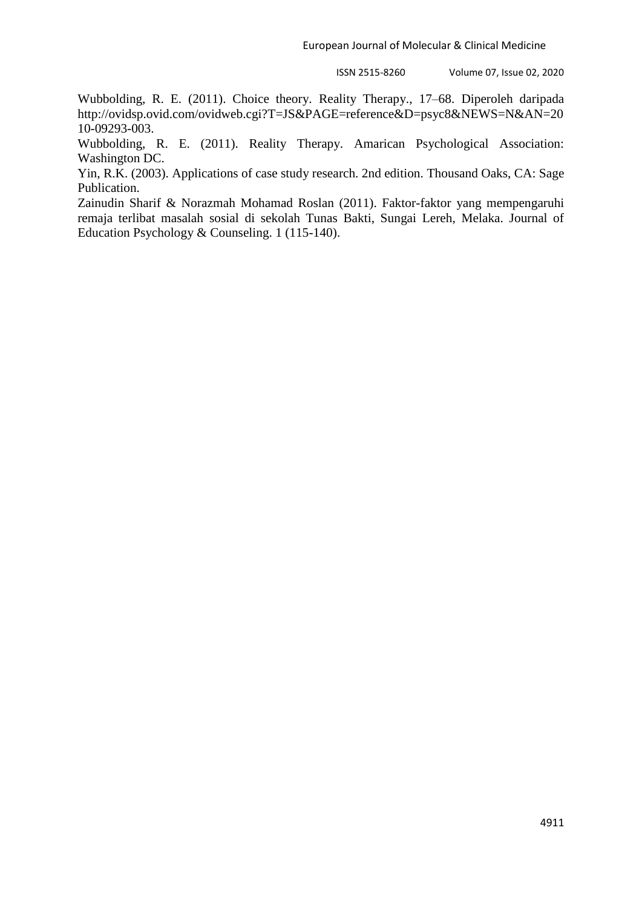Wubbolding, R. E. (2011). Choice theory. Reality Therapy., 17–68. Diperoleh daripada http://ovidsp.ovid.com/ovidweb.cgi?T=JS&PAGE=reference&D=psyc8&NEWS=N&AN=2010-09293-003.

Wubbolding, R. E. (2011). Reality Therapy. Amarican Psychological Association: Washington DC.

Yin, R.K. (2003). Applications of case study research. 2nd edition. Thousand Oaks, CA: Sage Publication.

Zainudin Sharif & Norazmah Mohamad Roslan (2011). Faktor-faktor yang mempengaruhi remaja terlibat masalah sosial di sekolah Tunas Bakti, Sungai Lereh, Melaka. Journal of Education Psychology & Counseling. 1 (115-140).